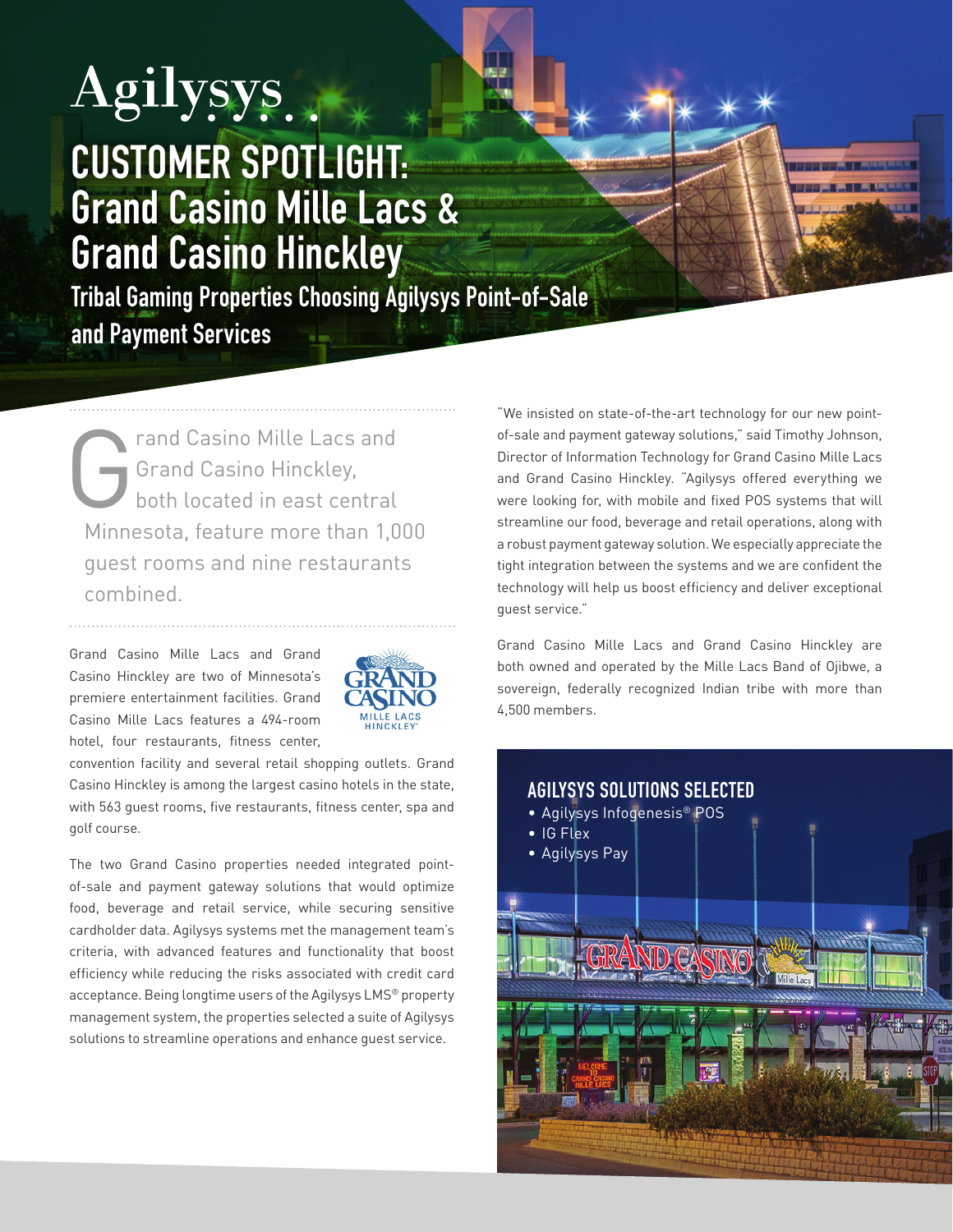Agilysys

# CUSTOMER SPOTLIGHT: Grand Casino Mille Lacs & Grand Casino Hinckley

## Tribal Gaming Properties Choosing Agilysys Point-of-Sale and Payment Services

Grand Casino Mille Lacs and Grand Casino Hinckley, both located in east central Minnesota, feature more than 1,000 guest rooms and nine restaurants combined.

Grand Casino Mille Lacs and Grand Casino Hinckley are two of Minnesota's premiere entertainment facilities. Grand Casino Mille Lacs features a 494-room hotel, four restaurants, fitness center, convention facility and several retail shopping outlets. Grand Casino Hinckley is among the largest casino hotels in the state, with 563 guest rooms, five restaurants, fitness center, spa and golf course.

The two Grand Casino properties needed integrated point-of-sale and payment gateway solutions that would optimize food, beverage and retail service, while securing sensitive cardholder data. Agilysys systems met the management team's criteria, with advanced features and functionality that boost efficiency while reducing the risks associated with credit card acceptance. Being longtime users of the Agilysys LMS® property management system, the properties selected a suite of Agilysys solutions to streamline operations and enhance guest service.

"We insisted on state-of-the-art technology for our new point-of-sale and payment gateway solutions," said Timothy Johnson, Director of Information Technology for Grand Casino Mille Lacs and Grand Casino Hinckley. "Agilysys offered everything we were looking for, with mobile and fixed POS systems that will streamline our food, beverage and retail operations, along with a robust payment gateway solution. We especially appreciate the tight integration between the systems and we are confident the technology will help us boost efficiency and deliver exceptional guest service."

Grand Casino Mille Lacs and Grand Casino Hinckley are both owned and operated by the Mille Lacs Band of Ojibwe, a sovereign, federally recognized Indian tribe with more than 4,500 members.

### AGILYSYS SOLUTIONS SELECTED

- Agilysys Infogenesis® POS
- IG Flex
- Agilysys Pay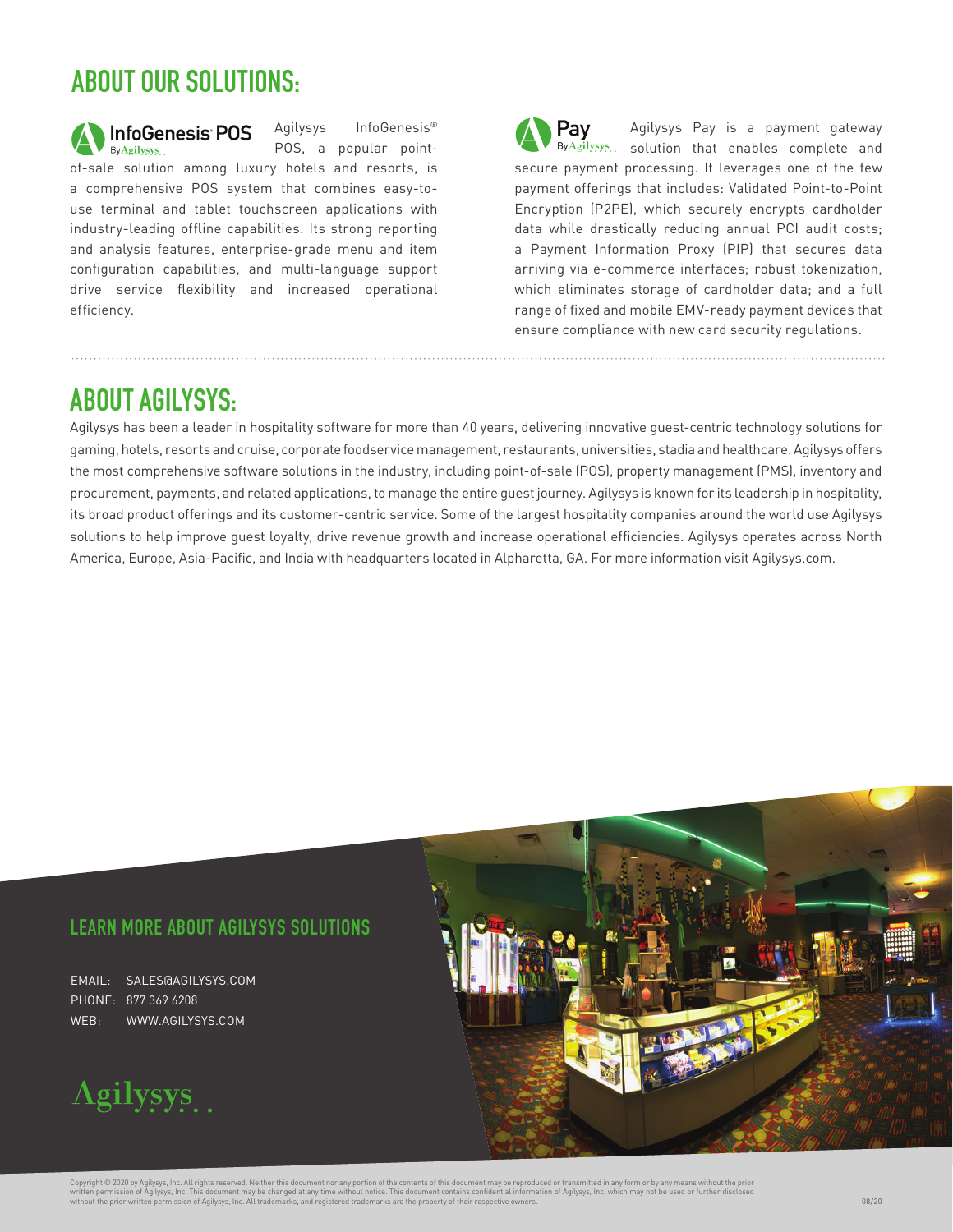## ABOUT OUR SOLUTIONS:

**InfoGenesis POS** By Agilysys

Agilysys InfoGenesis® POS, a popular point-of-sale solution among luxury hotels and resorts, is a comprehensive POS system that combines easy-to-use terminal and tablet touchscreen applications with industry-leading offline capabilities. Its strong reporting and analysis features, enterprise-grade menu and item configuration capabilities, and multi-language support drive service flexibility and increased operational efficiency.

**Pay** By Agilysys

Agilysys Pay is a payment gateway solution that enables complete and secure payment processing. It leverages one of the few payment offerings that includes: Validated Point-to-Point Encryption (P2PE), which securely encrypts cardholder data while drastically reducing annual PCI audit costs; a Payment Information Proxy (PIP) that secures data arriving via e-commerce interfaces; robust tokenization, which eliminates storage of cardholder data; and a full range of fixed and mobile EMV-ready payment devices that ensure compliance with new card security regulations.

## ABOUT AGILYSYS:

Agilysys has been a leader in hospitality software for more than 40 years, delivering innovative guest-centric technology solutions for gaming, hotels, resorts and cruise, corporate foodservice management, restaurants, universities, stadia and healthcare. Agilysys offers the most comprehensive software solutions in the industry, including point-of-sale (POS), property management (PMS), inventory and procurement, payments, and related applications, to manage the entire guest journey. Agilysys is known for its leadership in hospitality, its broad product offerings and its customer-centric service. Some of the largest hospitality companies around the world use Agilysys solutions to help improve guest loyalty, drive revenue growth and increase operational efficiencies. Agilysys operates across North America, Europe, Asia-Pacific, and India with headquarters located in Alpharetta, GA. For more information visit Agilysys.com.

### LEARN MORE ABOUT AGILYSYS SOLUTIONS

EMAIL: SALES@AGILYSYS.COM
PHONE: 877 369 6208
WEB: WWW.AGILYSYS.COM

Agilysys

Copyright © 2020 by Agilysys, Inc. All rights reserved. Neither this document nor any portion of the contents of this document may be reproduced or transmitted in any form or by any means without the prior written permission of Agilysys, Inc. This document may be changed at any time without notice. This document contains confidential information of Agilysys, Inc. which may not be used or further disclosed without the prior written permission of Agilysys, Inc. All trademarks, and registered trademarks are the property of their respective owners.

08/20